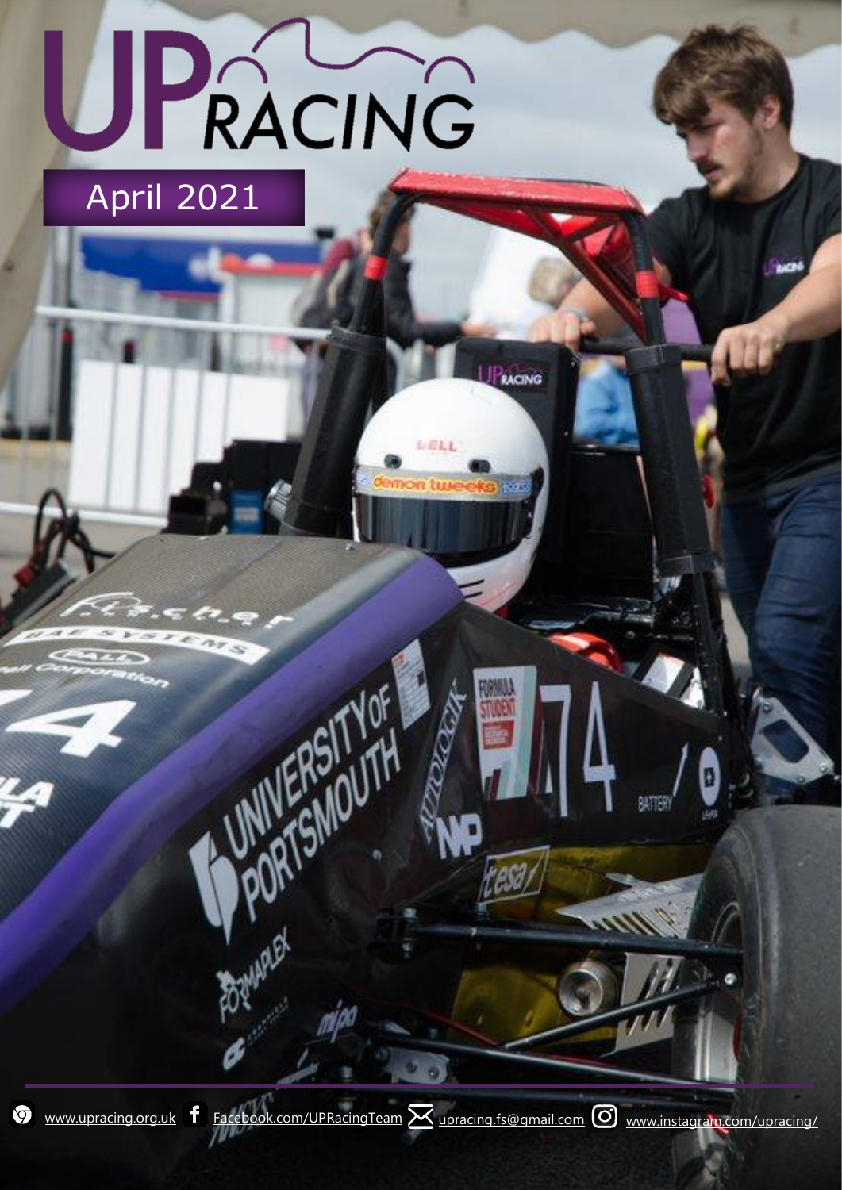# UP RACING

## April 2021

www.upracing.org.uk Facebook.com/UPRacingTeam upracing.fs@gmail.com www.instagram.com/upracing/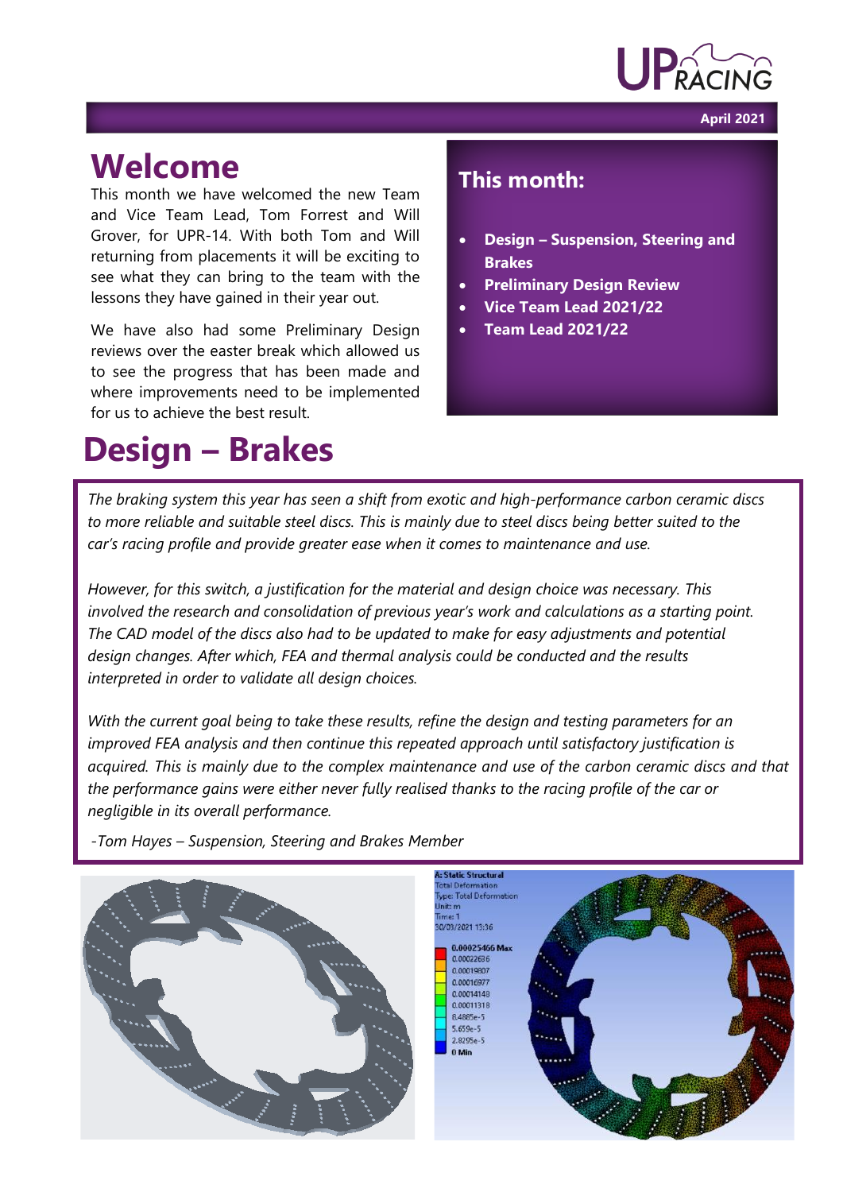# Welcome

This month we have welcomed the new Team and Vice Team Lead, Tom Forrest and Will Grover, for UPR-14. With both Tom and Will returning from placements it will be exciting to see what they can bring to the team with the lessons they have gained in their year out.

We have also had some Preliminary Design reviews over the easter break which allowed us to see the progress that has been made and where improvements need to be implemented for us to achieve the best result.

## This month:

- **Design – Suspension, Steering and Brakes**
- **Preliminary Design Review**
- **Vice Team Lead 2021/22**
- **Team Lead 2021/22**

# Design – Brakes

*The braking system this year has seen a shift from exotic and high-performance carbon ceramic discs to more reliable and suitable steel discs. This is mainly due to steel discs being better suited to the car's racing profile and provide greater ease when it comes to maintenance and use.*

*However, for this switch, a justification for the material and design choice was necessary. This involved the research and consolidation of previous year's work and calculations as a starting point. The CAD model of the discs also had to be updated to make for easy adjustments and potential design changes. After which, FEA and thermal analysis could be conducted and the results interpreted in order to validate all design choices.*

*With the current goal being to take these results, refine the design and testing parameters for an improved FEA analysis and then continue this repeated approach until satisfactory justification is acquired. This is mainly due to the complex maintenance and use of the carbon ceramic discs and that the performance gains were either never fully realised thanks to the racing profile of the car or negligible in its overall performance.*

*-Tom Hayes – Suspension, Steering and Brakes Member*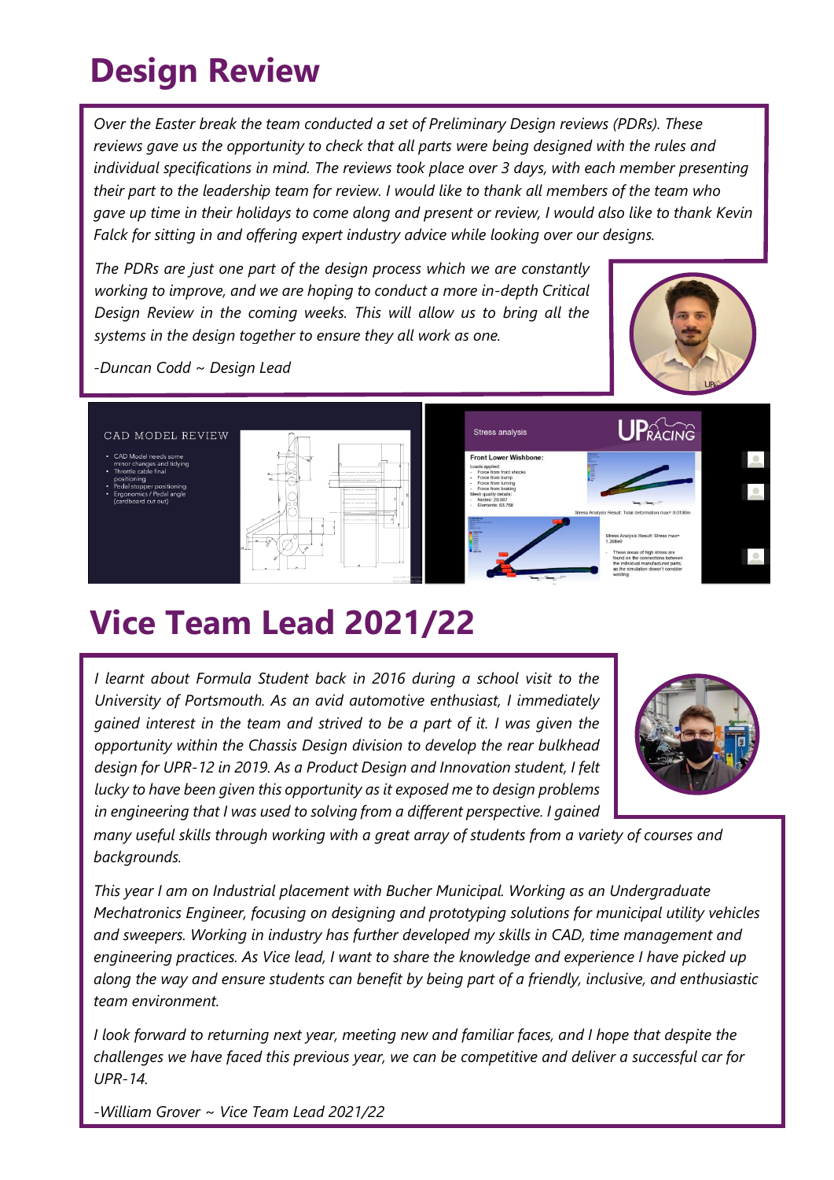# Design Review

*Over the Easter break the team conducted a set of Preliminary Design reviews (PDRs). These reviews gave us the opportunity to check that all parts were being designed with the rules and individual specifications in mind. The reviews took place over 3 days, with each member presenting their part to the leadership team for review. I would like to thank all members of the team who gave up time in their holidays to come along and present or review, I would also like to thank Kevin Falck for sitting in and offering expert industry advice while looking over our designs.*

*The PDRs are just one part of the design process which we are constantly working to improve, and we are hoping to conduct a more in-depth Critical Design Review in the coming weeks. This will allow us to bring all the systems in the design together to ensure they all work as one.*

*-Duncan Codd ~ Design Lead*

# Vice Team Lead 2021/22

*I learnt about Formula Student back in 2016 during a school visit to the University of Portsmouth. As an avid automotive enthusiast, I immediately gained interest in the team and strived to be a part of it. I was given the opportunity within the Chassis Design division to develop the rear bulkhead design for UPR-12 in 2019. As a Product Design and Innovation student, I felt lucky to have been given this opportunity as it exposed me to design problems in engineering that I was used to solving from a different perspective. I gained many useful skills through working with a great array of students from a variety of courses and backgrounds.*

*This year I am on Industrial placement with Bucher Municipal. Working as an Undergraduate Mechatronics Engineer, focusing on designing and prototyping solutions for municipal utility vehicles and sweepers. Working in industry has further developed my skills in CAD, time management and engineering practices. As Vice lead, I want to share the knowledge and experience I have picked up along the way and ensure students can benefit by being part of a friendly, inclusive, and enthusiastic team environment.*

*I look forward to returning next year, meeting new and familiar faces, and I hope that despite the challenges we have faced this previous year, we can be competitive and deliver a successful car for UPR-14.*

*-William Grover ~ Vice Team Lead 2021/22*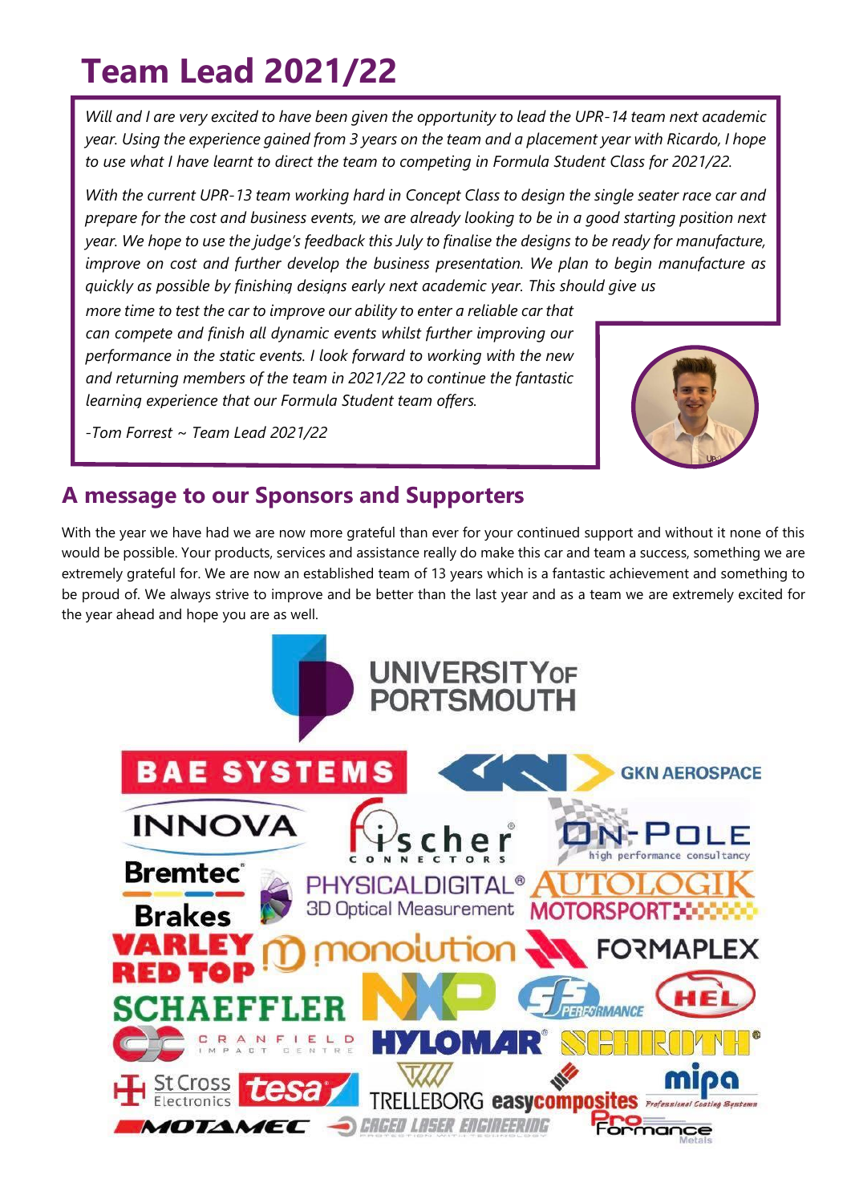# Team Lead 2021/22

*Will and I are very excited to have been given the opportunity to lead the UPR-14 team next academic year. Using the experience gained from 3 years on the team and a placement year with Ricardo, I hope to use what I have learnt to direct the team to competing in Formula Student Class for 2021/22.*

*With the current UPR-13 team working hard in Concept Class to design the single seater race car and prepare for the cost and business events, we are already looking to be in a good starting position next year. We hope to use the judge's feedback this July to finalise the designs to be ready for manufacture, improve on cost and further develop the business presentation. We plan to begin manufacture as quickly as possible by finishing designs early next academic year. This should give us more time to test the car to improve our ability to enter a reliable car that can compete and finish all dynamic events whilst further improving our performance in the static events. I look forward to working with the new and returning members of the team in 2021/22 to continue the fantastic learning experience that our Formula Student team offers.*

*-Tom Forrest ~ Team Lead 2021/22*

## A message to our Sponsors and Supporters

With the year we have had we are now more grateful than ever for your continued support and without it none of this would be possible. Your products, services and assistance really do make this car and team a success, something we are extremely grateful for. We are now an established team of 13 years which is a fantastic achievement and something to be proud of. We always strive to improve and be better than the last year and as a team we are extremely excited for the year ahead and hope you are as well.

UNIVERSITY OF PORTSMOUTH

BAE SYSTEMS
GKN AEROSPACE
INNOVA
Fischer Connectors
ON-POLE high performance consultancy
Bremtec Brakes
PHYSICALDIGITAL 3D Optical Measurement
AUTOLOGIK MOTORSPORT
VARLEY RED TOP
monolution
FORMAPLEX
SCHAEFFLER
NXP
SFS PERFORMANCE
HEL
CRANFIELD IMPACT CENTRE
HYLOMAR
SCHROTH
St Cross Electronics
tesa
TRELLEBORG
easycomposites
mipa Professional Coating Systems
MOTAMEC
CAGED LASER ENGINEERING
ProFormance Metals